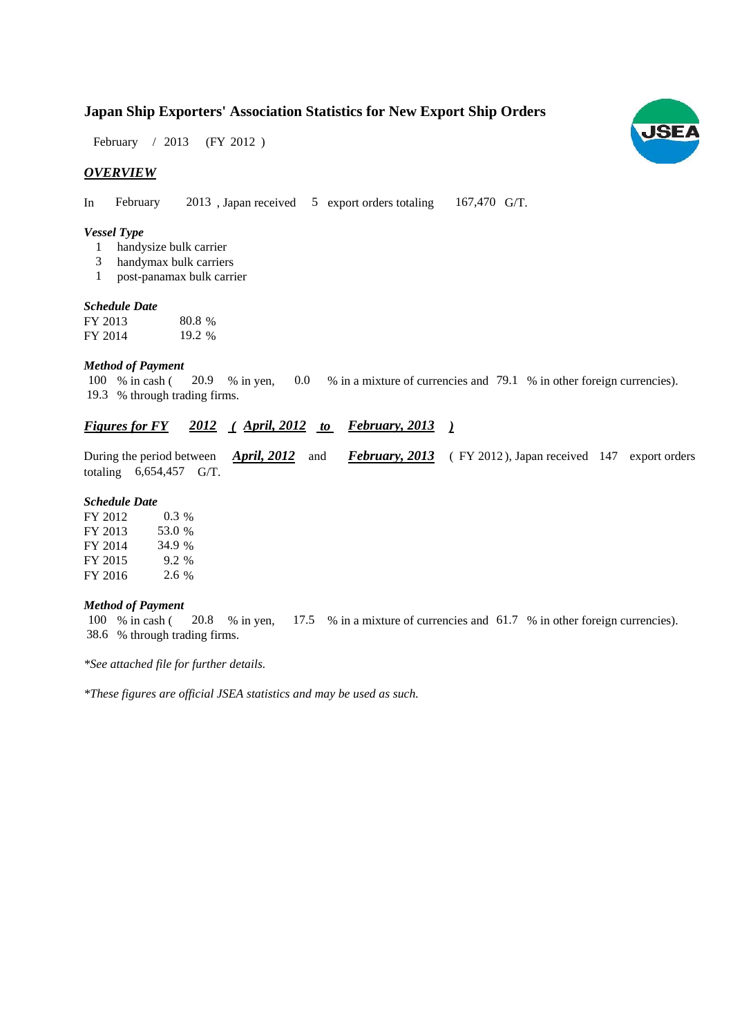# Japan Ship Exporters' Association Statistics for New Export Ship Orders

February / 2013 (FY 2012 )

## *OVERVIEW*

In February 2013 , Japan received 5 export orders totaling 167,470 G/T.

### *Vessel Type*

1 handysize bulk carrier
3 handymax bulk carriers
1 post-panamax bulk carrier

### *Schedule Date*

| | |
|---|---|
| FY 2013 | 80.8 % |
| FY 2014 | 19.2 % |

### *Method of Payment*

100 % in cash ( 20.9 % in yen, 0.0 % in a mixture of currencies and 79.1 % in other foreign currencies).
19.3 % through trading firms.

## *Figures for FY 2012 ( April, 2012 to February, 2013 )*

During the period between ***April, 2012*** and ***February, 2013*** ( FY 2012 ), Japan received 147 export orders totaling 6,654,457 G/T.

### *Schedule Date*

| | |
|---|---|
| FY 2012 | 0.3 % |
| FY 2013 | 53.0 % |
| FY 2014 | 34.9 % |
| FY 2015 | 9.2 % |
| FY 2016 | 2.6 % |

### *Method of Payment*

100 % in cash ( 20.8 % in yen, 17.5 % in a mixture of currencies and 61.7 % in other foreign currencies).
38.6 % through trading firms.

*\*See attached file for further details.*

*\*These figures are official JSEA statistics and may be used as such.*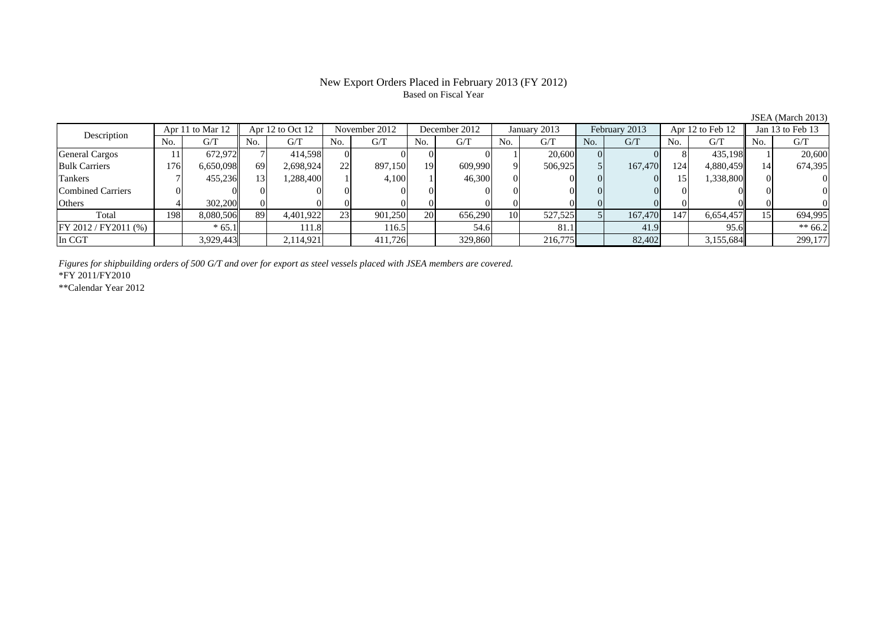# New Export Orders Placed in February 2013 (FY 2012)

Based on Fiscal Year

JSEA (March 2013)

| Description | Apr 11 to Mar 12 | | Apr 12 to Oct 12 | | November 2012 | | December 2012 | | January 2013 | | February 2013 | | Apr 12 to Feb 12 | | Jan 13 to Feb 13 | |
|---|---|---|---|---|---|---|---|---|---|---|---|---|---|---|---|---|
| | No. | G/T | No. | G/T | No. | G/T | No. | G/T | No. | G/T | No. | G/T | No. | G/T | No. | G/T |
| General Cargos | 11 | 672,972 | 7 | 414,598 | 0 | 0 | 0 | 0 | 1 | 20,600 | 0 | 0 | 8 | 435,198 | 1 | 20,600 |
| Bulk Carriers | 176 | 6,650,098 | 69 | 2,698,924 | 22 | 897,150 | 19 | 609,990 | 9 | 506,925 | 5 | 167,470 | 124 | 4,880,459 | 14 | 674,395 |
| Tankers | 7 | 455,236 | 13 | 1,288,400 | 1 | 4,100 | 1 | 46,300 | 0 | 0 | 0 | 0 | 15 | 1,338,800 | 0 | 0 |
| Combined Carriers | 0 | 0 | 0 | 0 | 0 | 0 | 0 | 0 | 0 | 0 | 0 | 0 | 0 | 0 | 0 | 0 |
| Others | 4 | 302,200 | 0 | 0 | 0 | 0 | 0 | 0 | 0 | 0 | 0 | 0 | 0 | 0 | 0 | 0 |
| Total | 198 | 8,080,506 | 89 | 4,401,922 | 23 | 901,250 | 20 | 656,290 | 10 | 527,525 | 5 | 167,470 | 147 | 6,654,457 | 15 | 694,995 |
| FY 2012 / FY2011 (%) | | * 65.1 | | 111.8 | | 116.5 | | 54.6 | | 81.1 | | 41.9 | | 95.6 | | ** 66.2 |
| In CGT | | 3,929,443 | | 2,114,921 | | 411,726 | | 329,860 | | 216,775 | | 82,402 | | 3,155,684 | | 299,177 |

*Figures for shipbuilding orders of 500 G/T and over for export as steel vessels placed with JSEA members are covered.*

*FY 2011/FY2010

**Calendar Year 2012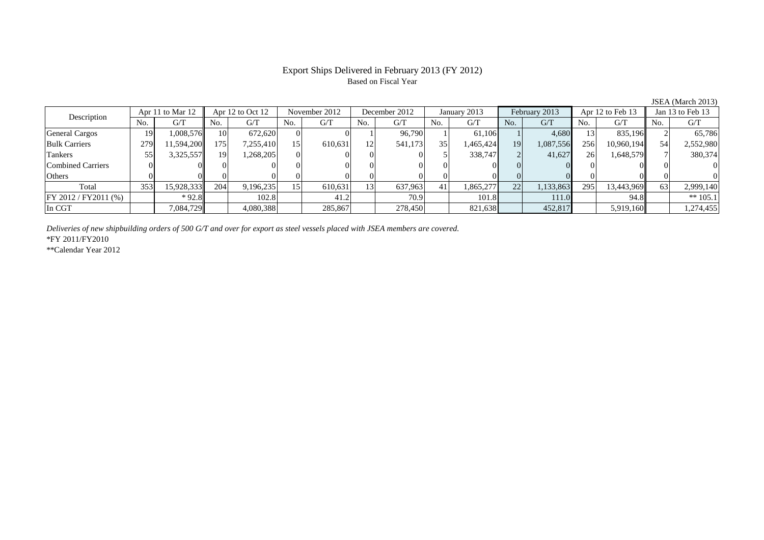# Export Ships Delivered in February 2013 (FY 2012)

Based on Fiscal Year

JSEA (March 2013)

| Description | Apr 11 to Mar 12 | | Apr 12 to Oct 12 | | November 2012 | | December 2012 | | January 2013 | | February 2013 | | Apr 12 to Feb 13 | | Jan 13 to Feb 13 | |
|---|---|---|---|---|---|---|---|---|---|---|---|---|---|---|---|---|
| | No. | G/T | No. | G/T | No. | G/T | No. | G/T | No. | G/T | No. | G/T | No. | G/T | No. | G/T |
| General Cargos | 19 | 1,008,576 | 10 | 672,620 | 0 | 0 | 1 | 96,790 | 1 | 61,106 | 1 | 4,680 | 13 | 835,196 | 2 | 65,786 |
| Bulk Carriers | 279 | 11,594,200 | 175 | 7,255,410 | 15 | 610,631 | 12 | 541,173 | 35 | 1,465,424 | 19 | 1,087,556 | 256 | 10,960,194 | 54 | 2,552,980 |
| Tankers | 55 | 3,325,557 | 19 | 1,268,205 | 0 | 0 | 0 | 0 | 5 | 338,747 | 2 | 41,627 | 26 | 1,648,579 | 7 | 380,374 |
| Combined Carriers | 0 | 0 | 0 | 0 | 0 | 0 | 0 | 0 | 0 | 0 | 0 | 0 | 0 | 0 | 0 | 0 |
| Others | 0 | 0 | 0 | 0 | 0 | 0 | 0 | 0 | 0 | 0 | 0 | 0 | 0 | 0 | 0 | 0 |
| Total | 353 | 15,928,333 | 204 | 9,196,235 | 15 | 610,631 | 13 | 637,963 | 41 | 1,865,277 | 22 | 1,133,863 | 295 | 13,443,969 | 63 | 2,999,140 |
| FY 2012 / FY2011 (%) | | * 92.8 | | 102.8 | | 41.2 | | 70.9 | | 101.8 | | 111.0 | | 94.8 | | ** 105.1 |
| In CGT | | 7,084,729 | | 4,080,388 | | 285,867 | | 278,450 | | 821,638 | | 452,817 | | 5,919,160 | | 1,274,455 |

*Deliveries of new shipbuilding orders of 500 G/T and over for export as steel vessels placed with JSEA members are covered.*

*FY 2011/FY2010

**Calendar Year 2012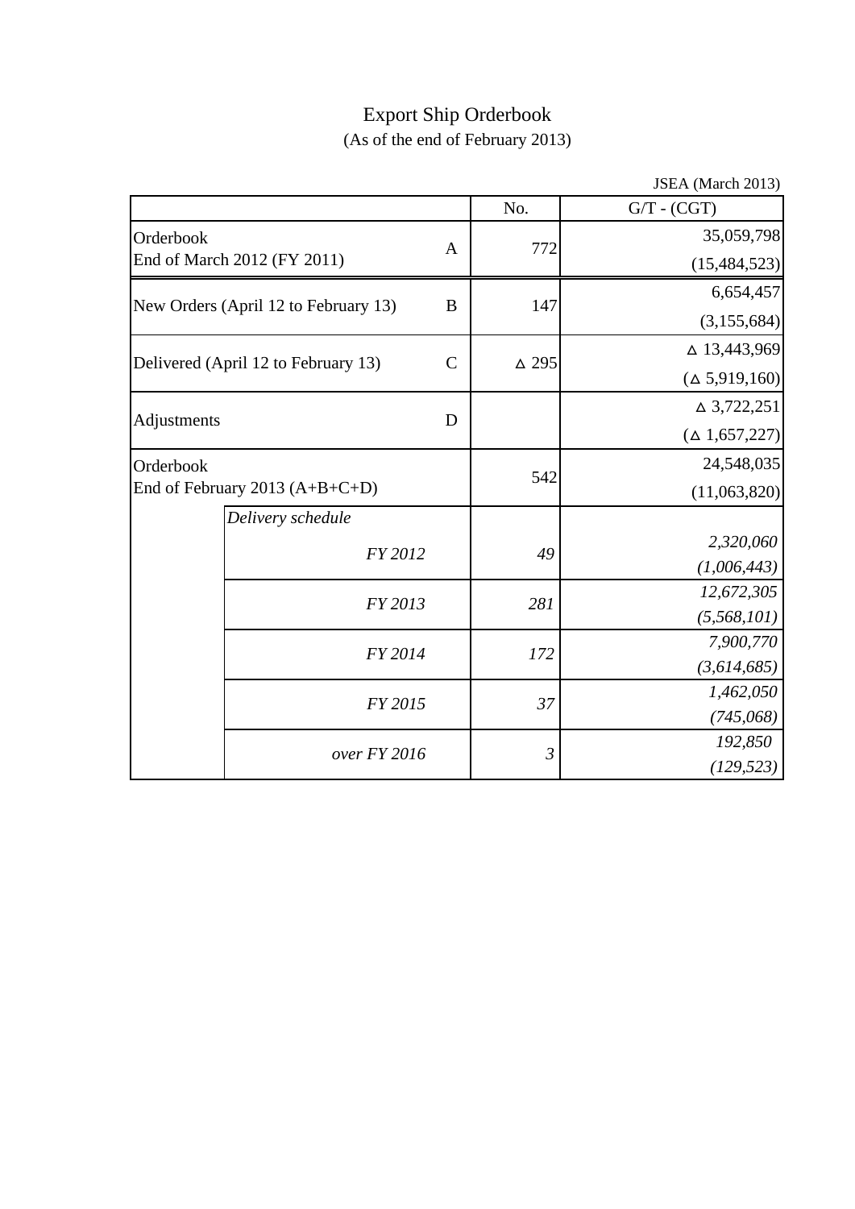# Export Ship Orderbook

(As of the end of February 2013)

JSEA (March 2013)

| | | | No. | G/T - (CGT) |
|---|---|---|---|---|
| Orderbook<br>End of March 2012 (FY 2011) | | A | 772 | 35,059,798<br>(15,484,523) |
| New Orders (April 12 to February 13) | | B | 147 | 6,654,457<br>(3,155,684) |
| Delivered (April 12 to February 13) | | C | ∆ 295 | ∆ 13,443,969<br>(∆ 5,919,160) |
| Adjustments | | D | | ∆ 3,722,251<br>(∆ 1,657,227) |
| Orderbook<br>End of February 2013 (A+B+C+D) | | | 542 | 24,548,035<br>(11,063,820) |
| | *Delivery schedule* | | | |
| | *FY 2012* | | *49* | *2,320,060*<br>*(1,006,443)* |
| | *FY 2013* | | *281* | *12,672,305*<br>*(5,568,101)* |
| | *FY 2014* | | *172* | *7,900,770*<br>*(3,614,685)* |
| | *FY 2015* | | *37* | *1,462,050*<br>*(745,068)* |
| | *over FY 2016* | | *3* | *192,850*<br>*(129,523)* |